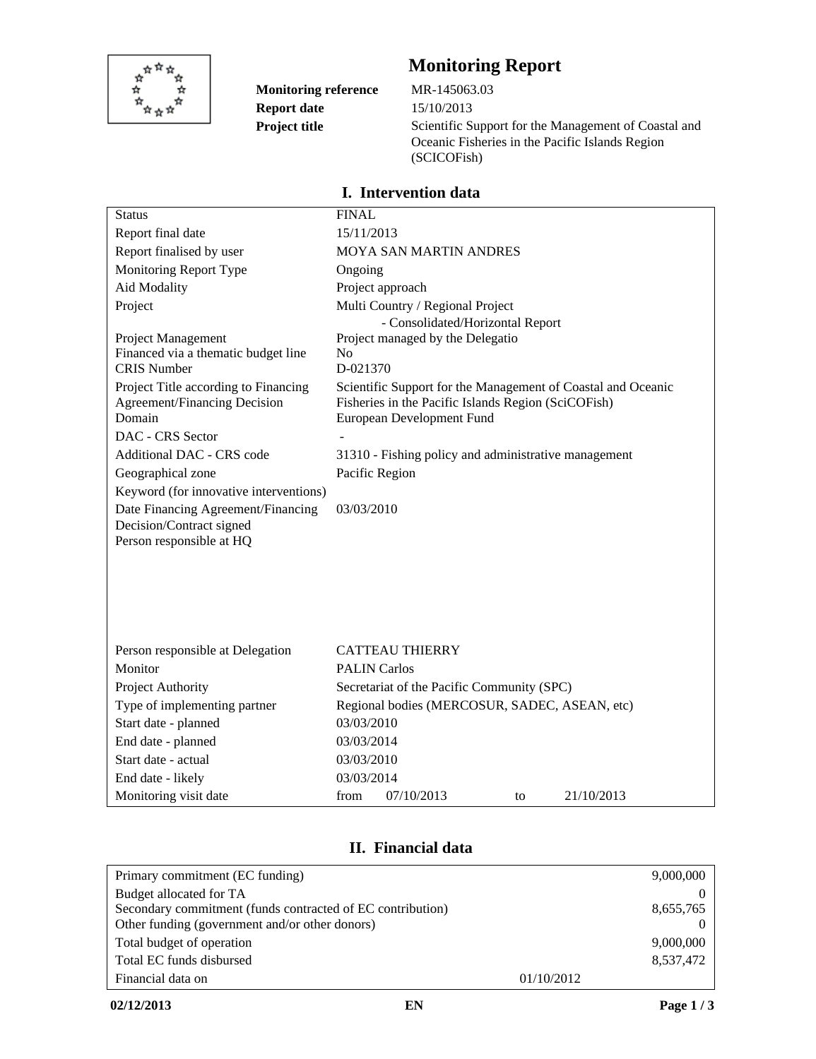# Monitoring Report

**Monitoring reference** MR-145063.03

**Report date** 15/10/2013

**Project title** Scientific Support for the Management of Coastal and Oceanic Fisheries in the Pacific Islands Region (SCICOFish)

## I. Intervention data

| | |
|---|---|
| Status | FINAL |
| Report final date | 15/11/2013 |
| Report finalised by user | MOYA SAN MARTIN ANDRES |
| Monitoring Report Type | Ongoing |
| Aid Modality | Project approach |
| Project | Multi Country / Regional Project - Consolidated/Horizontal Report |
| Project Management | Project managed by the Delegatio |
| Financed via a thematic budget line | No |
| CRIS Number | D-021370 |
| Project Title according to Financing Agreement/Financing Decision | Scientific Support for the Management of Coastal and Oceanic Fisheries in the Pacific Islands Region (SciCOFish) |
| Domain | European Development Fund |
| DAC - CRS Sector | - |
| Additional DAC - CRS code | 31310 - Fishing policy and administrative management |
| Geographical zone | Pacific Region |
| Keyword (for innovative interventions) | |
| Date Financing Agreement/Financing Decision/Contract signed | 03/03/2010 |
| Person responsible at HQ | |
| Person responsible at Delegation | CATTEAU THIERRY |
| Monitor | PALIN Carlos |
| Project Authority | Secretariat of the Pacific Community (SPC) |
| Type of implementing partner | Regional bodies (MERCOSUR, SADEC, ASEAN, etc) |
| Start date - planned | 03/03/2010 |
| End date - planned | 03/03/2014 |
| Start date - actual | 03/03/2010 |
| End date - likely | 03/03/2014 |
| Monitoring visit date | from 07/10/2013 to 21/10/2013 |

## II. Financial data

| | | |
|---|---|---|
| Primary commitment (EC funding) | | 9,000,000 |
| Budget allocated for TA | | 0 |
| Secondary commitment (funds contracted of EC contribution) | | 8,655,765 |
| Other funding (government and/or other donors) | | 0 |
| Total budget of operation | | 9,000,000 |
| Total EC funds disbursed | | 8,537,472 |
| Financial data on | 01/10/2012 | |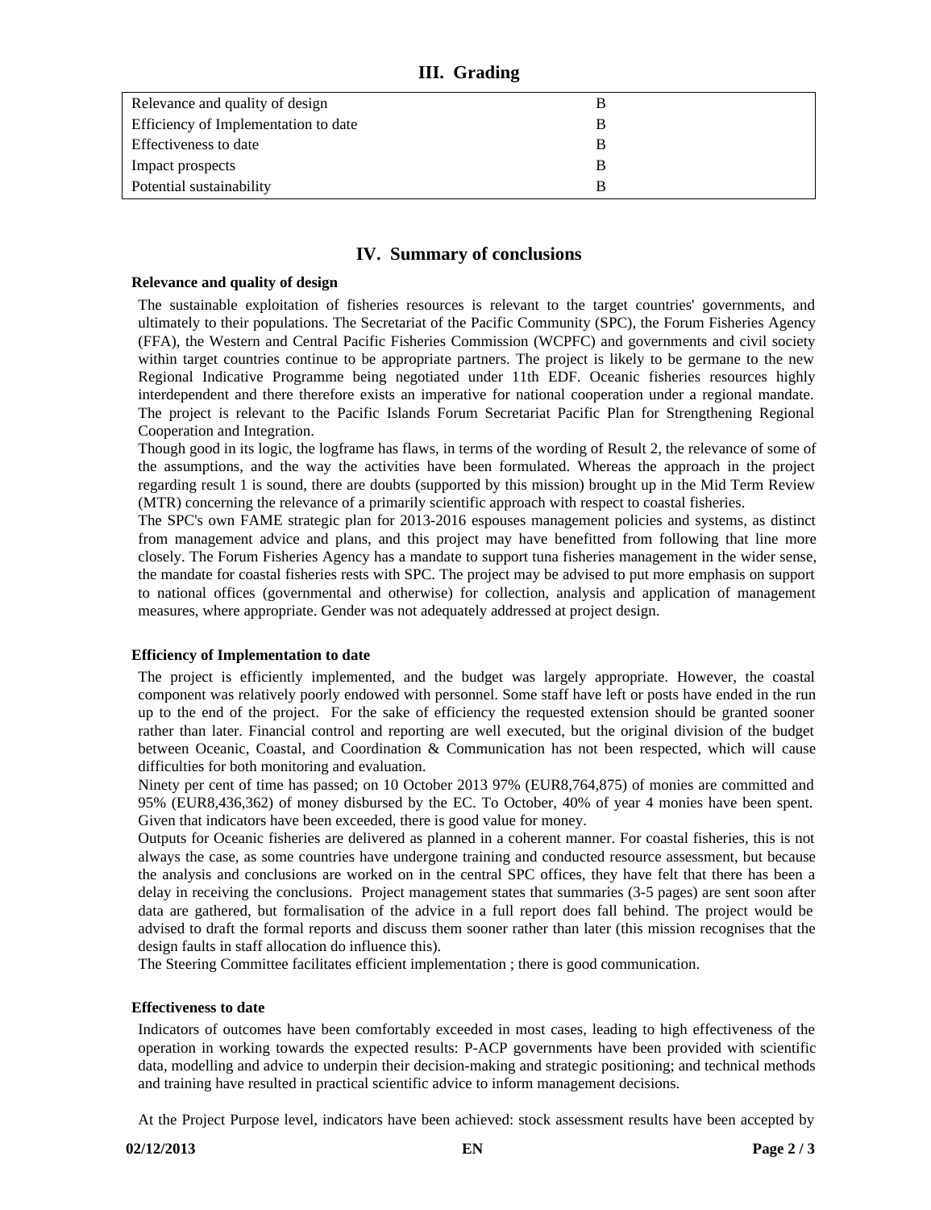## III. Grading

| | |
|---|---|
| Relevance and quality of design | B |
| Efficiency of Implementation to date | B |
| Effectiveness to date | B |
| Impact prospects | B |
| Potential sustainability | B |

## IV. Summary of conclusions

**Relevance and quality of design**

The sustainable exploitation of fisheries resources is relevant to the target countries' governments, and ultimately to their populations. The Secretariat of the Pacific Community (SPC), the Forum Fisheries Agency (FFA), the Western and Central Pacific Fisheries Commission (WCPFC) and governments and civil society within target countries continue to be appropriate partners. The project is likely to be germane to the new Regional Indicative Programme being negotiated under 11th EDF. Oceanic fisheries resources highly interdependent and there therefore exists an imperative for national cooperation under a regional mandate. The project is relevant to the Pacific Islands Forum Secretariat Pacific Plan for Strengthening Regional Cooperation and Integration.

Though good in its logic, the logframe has flaws, in terms of the wording of Result 2, the relevance of some of the assumptions, and the way the activities have been formulated. Whereas the approach in the project regarding result 1 is sound, there are doubts (supported by this mission) brought up in the Mid Term Review (MTR) concerning the relevance of a primarily scientific approach with respect to coastal fisheries.

The SPC's own FAME strategic plan for 2013-2016 espouses management policies and systems, as distinct from management advice and plans, and this project may have benefitted from following that line more closely. The Forum Fisheries Agency has a mandate to support tuna fisheries management in the wider sense, the mandate for coastal fisheries rests with SPC. The project may be advised to put more emphasis on support to national offices (governmental and otherwise) for collection, analysis and application of management measures, where appropriate. Gender was not adequately addressed at project design.

**Efficiency of Implementation to date**

The project is efficiently implemented, and the budget was largely appropriate. However, the coastal component was relatively poorly endowed with personnel. Some staff have left or posts have ended in the run up to the end of the project. For the sake of efficiency the requested extension should be granted sooner rather than later. Financial control and reporting are well executed, but the original division of the budget between Oceanic, Coastal, and Coordination & Communication has not been respected, which will cause difficulties for both monitoring and evaluation.

Ninety per cent of time has passed; on 10 October 2013 97% (EUR8,764,875) of monies are committed and 95% (EUR8,436,362) of money disbursed by the EC. To October, 40% of year 4 monies have been spent. Given that indicators have been exceeded, there is good value for money.

Outputs for Oceanic fisheries are delivered as planned in a coherent manner. For coastal fisheries, this is not always the case, as some countries have undergone training and conducted resource assessment, but because the analysis and conclusions are worked on in the central SPC offices, they have felt that there has been a delay in receiving the conclusions. Project management states that summaries (3-5 pages) are sent soon after data are gathered, but formalisation of the advice in a full report does fall behind. The project would be advised to draft the formal reports and discuss them sooner rather than later (this mission recognises that the design faults in staff allocation do influence this).

The Steering Committee facilitates efficient implementation ; there is good communication.

**Effectiveness to date**

Indicators of outcomes have been comfortably exceeded in most cases, leading to high effectiveness of the operation in working towards the expected results: P-ACP governments have been provided with scientific data, modelling and advice to underpin their decision-making and strategic positioning; and technical methods and training have resulted in practical scientific advice to inform management decisions.

At the Project Purpose level, indicators have been achieved: stock assessment results have been accepted by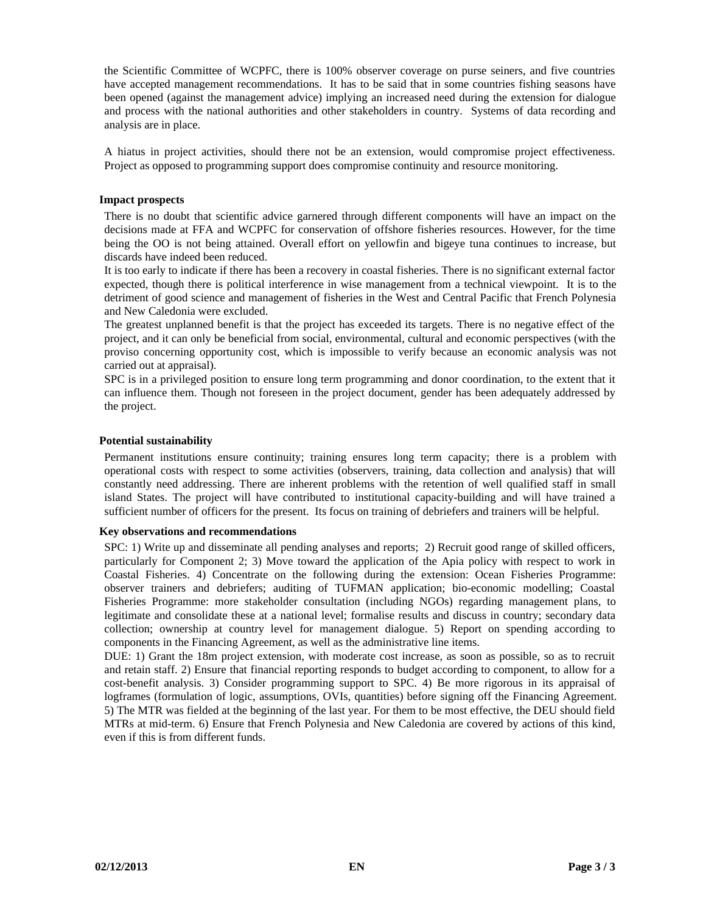the Scientific Committee of WCPFC, there is 100% observer coverage on purse seiners, and five countries have accepted management recommendations. It has to be said that in some countries fishing seasons have been opened (against the management advice) implying an increased need during the extension for dialogue and process with the national authorities and other stakeholders in country. Systems of data recording and analysis are in place.

A hiatus in project activities, should there not be an extension, would compromise project effectiveness. Project as opposed to programming support does compromise continuity and resource monitoring.

**Impact prospects**

There is no doubt that scientific advice garnered through different components will have an impact on the decisions made at FFA and WCPFC for conservation of offshore fisheries resources. However, for the time being the OO is not being attained. Overall effort on yellowfin and bigeye tuna continues to increase, but discards have indeed been reduced.

It is too early to indicate if there has been a recovery in coastal fisheries. There is no significant external factor expected, though there is political interference in wise management from a technical viewpoint. It is to the detriment of good science and management of fisheries in the West and Central Pacific that French Polynesia and New Caledonia were excluded.

The greatest unplanned benefit is that the project has exceeded its targets. There is no negative effect of the project, and it can only be beneficial from social, environmental, cultural and economic perspectives (with the proviso concerning opportunity cost, which is impossible to verify because an economic analysis was not carried out at appraisal).

SPC is in a privileged position to ensure long term programming and donor coordination, to the extent that it can influence them. Though not foreseen in the project document, gender has been adequately addressed by the project.

**Potential sustainability**

Permanent institutions ensure continuity; training ensures long term capacity; there is a problem with operational costs with respect to some activities (observers, training, data collection and analysis) that will constantly need addressing. There are inherent problems with the retention of well qualified staff in small island States. The project will have contributed to institutional capacity-building and will have trained a sufficient number of officers for the present. Its focus on training of debriefers and trainers will be helpful.

**Key observations and recommendations**

SPC: 1) Write up and disseminate all pending analyses and reports; 2) Recruit good range of skilled officers, particularly for Component 2; 3) Move toward the application of the Apia policy with respect to work in Coastal Fisheries. 4) Concentrate on the following during the extension: Ocean Fisheries Programme: observer trainers and debriefers; auditing of TUFMAN application; bio-economic modelling; Coastal Fisheries Programme: more stakeholder consultation (including NGOs) regarding management plans, to legitimate and consolidate these at a national level; formalise results and discuss in country; secondary data collection; ownership at country level for management dialogue. 5) Report on spending according to components in the Financing Agreement, as well as the administrative line items.

DUE: 1) Grant the 18m project extension, with moderate cost increase, as soon as possible, so as to recruit and retain staff. 2) Ensure that financial reporting responds to budget according to component, to allow for a cost-benefit analysis. 3) Consider programming support to SPC. 4) Be more rigorous in its appraisal of logframes (formulation of logic, assumptions, OVIs, quantities) before signing off the Financing Agreement. 5) The MTR was fielded at the beginning of the last year. For them to be most effective, the DEU should field MTRs at mid-term. 6) Ensure that French Polynesia and New Caledonia are covered by actions of this kind, even if this is from different funds.